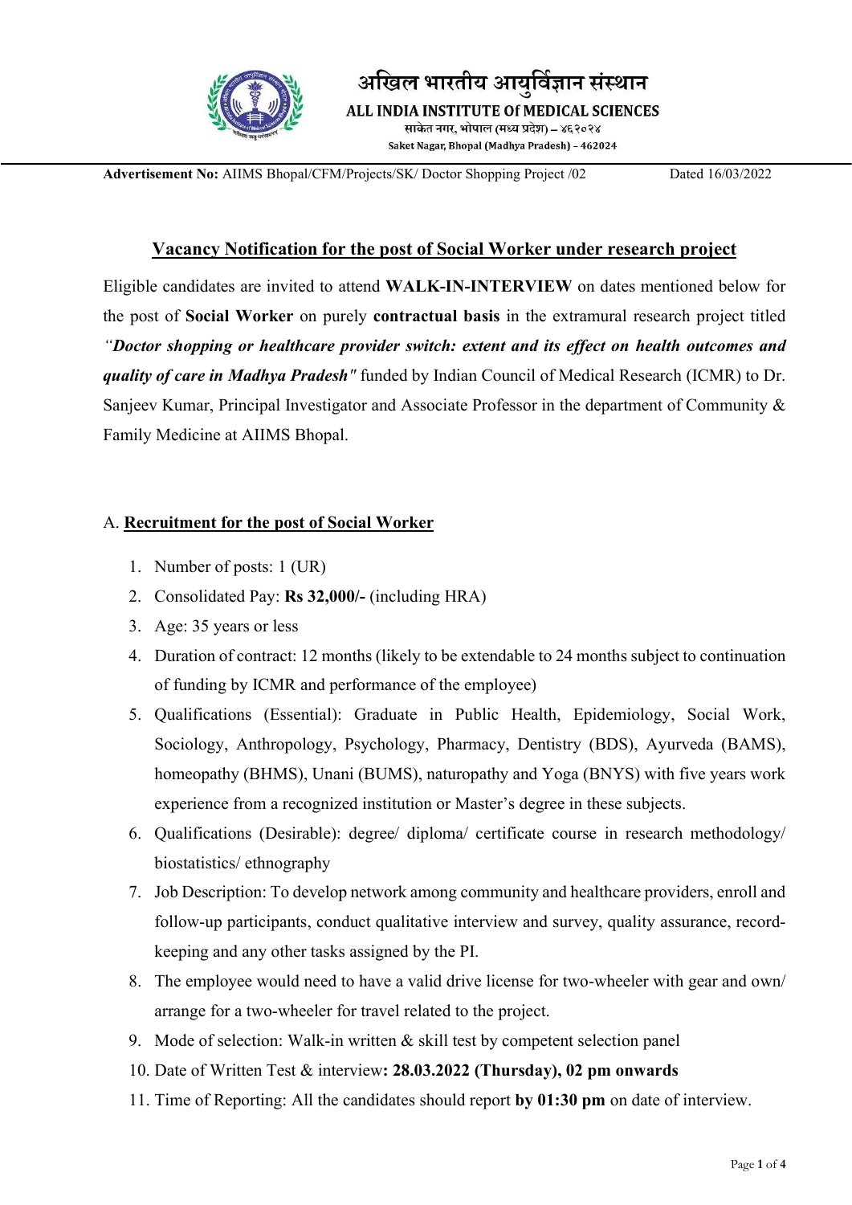अखिल भारतीय आयुर्विज्ञान संस्थान

**ALL INDIA INSTITUTE Of MEDICAL SCIENCES**

साकेत नगर, भोपाल (मध्य प्रदेश) – ४६२०२४

Saket Nagar, Bhopal (Madhya Pradesh) – 462024

**Advertisement No:** AIIMS Bhopal/CFM/Projects/SK/ Doctor Shopping Project /02 Dated 16/03/2022

## Vacancy Notification for the post of Social Worker under research project

Eligible candidates are invited to attend **WALK-IN-INTERVIEW** on dates mentioned below for the post of **Social Worker** on purely **contractual basis** in the extramural research project titled ***"Doctor shopping or healthcare provider switch: extent and its effect on health outcomes and quality of care in Madhya Pradesh"*** funded by Indian Council of Medical Research (ICMR) to Dr. Sanjeev Kumar, Principal Investigator and Associate Professor in the department of Community & Family Medicine at AIIMS Bhopal.

### A. Recruitment for the post of Social Worker

1. Number of posts: 1 (UR)
2. Consolidated Pay: **Rs 32,000/-** (including HRA)
3. Age: 35 years or less
4. Duration of contract: 12 months (likely to be extendable to 24 months subject to continuation of funding by ICMR and performance of the employee)
5. Qualifications (Essential): Graduate in Public Health, Epidemiology, Social Work, Sociology, Anthropology, Psychology, Pharmacy, Dentistry (BDS), Ayurveda (BAMS), homeopathy (BHMS), Unani (BUMS), naturopathy and Yoga (BNYS) with five years work experience from a recognized institution or Master's degree in these subjects.
6. Qualifications (Desirable): degree/ diploma/ certificate course in research methodology/ biostatistics/ ethnography
7. Job Description: To develop network among community and healthcare providers, enroll and follow-up participants, conduct qualitative interview and survey, quality assurance, record-keeping and any other tasks assigned by the PI.
8. The employee would need to have a valid drive license for two-wheeler with gear and own/ arrange for a two-wheeler for travel related to the project.
9. Mode of selection: Walk-in written & skill test by competent selection panel
10. Date of Written Test & interview**: 28.03.2022 (Thursday), 02 pm onwards**
11. Time of Reporting: All the candidates should report **by 01:30 pm** on date of interview.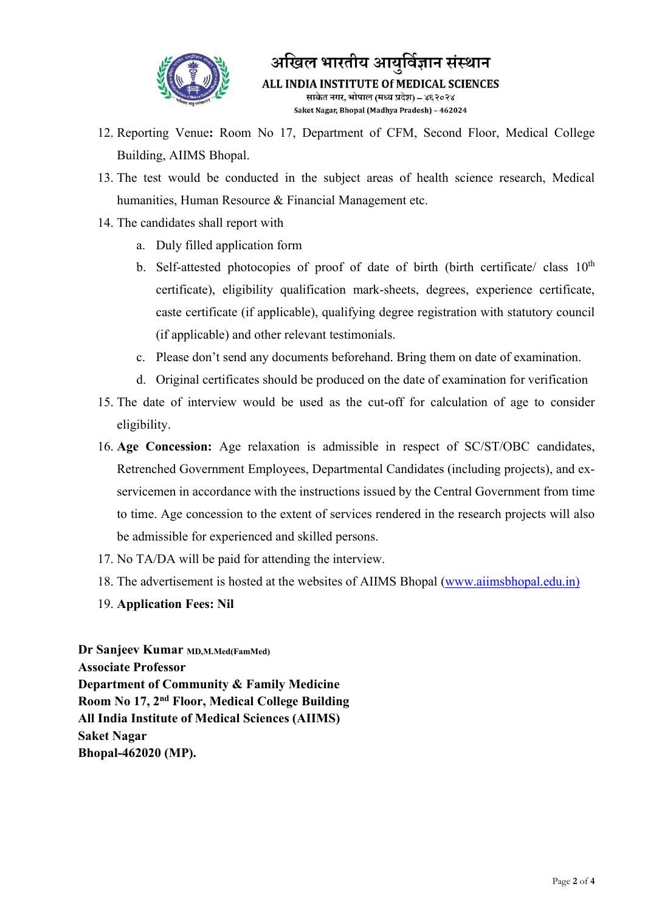12. Reporting Venue**:** Room No 17, Department of CFM, Second Floor, Medical College Building, AIIMS Bhopal.
13. The test would be conducted in the subject areas of health science research, Medical humanities, Human Resource & Financial Management etc.
14. The candidates shall report with
    a. Duly filled application form
    b. Self-attested photocopies of proof of date of birth (birth certificate/ class 10th certificate), eligibility qualification mark-sheets, degrees, experience certificate, caste certificate (if applicable), qualifying degree registration with statutory council (if applicable) and other relevant testimonials.
    c. Please don't send any documents beforehand. Bring them on date of examination.
    d. Original certificates should be produced on the date of examination for verification
15. The date of interview would be used as the cut-off for calculation of age to consider eligibility.
16. **Age Concession:** Age relaxation is admissible in respect of SC/ST/OBC candidates, Retrenched Government Employees, Departmental Candidates (including projects), and ex-servicemen in accordance with the instructions issued by the Central Government from time to time. Age concession to the extent of services rendered in the research projects will also be admissible for experienced and skilled persons.
17. No TA/DA will be paid for attending the interview.
18. The advertisement is hosted at the websites of AIIMS Bhopal (www.aiimsbhopal.edu.in)
19. **Application Fees: Nil**

**Dr Sanjeev Kumar** MD,M.Med(FamMed)
**Associate Professor**
**Department of Community & Family Medicine**
**Room No 17, 2nd Floor, Medical College Building**
**All India Institute of Medical Sciences (AIIMS)**
**Saket Nagar**
**Bhopal-462020 (MP).**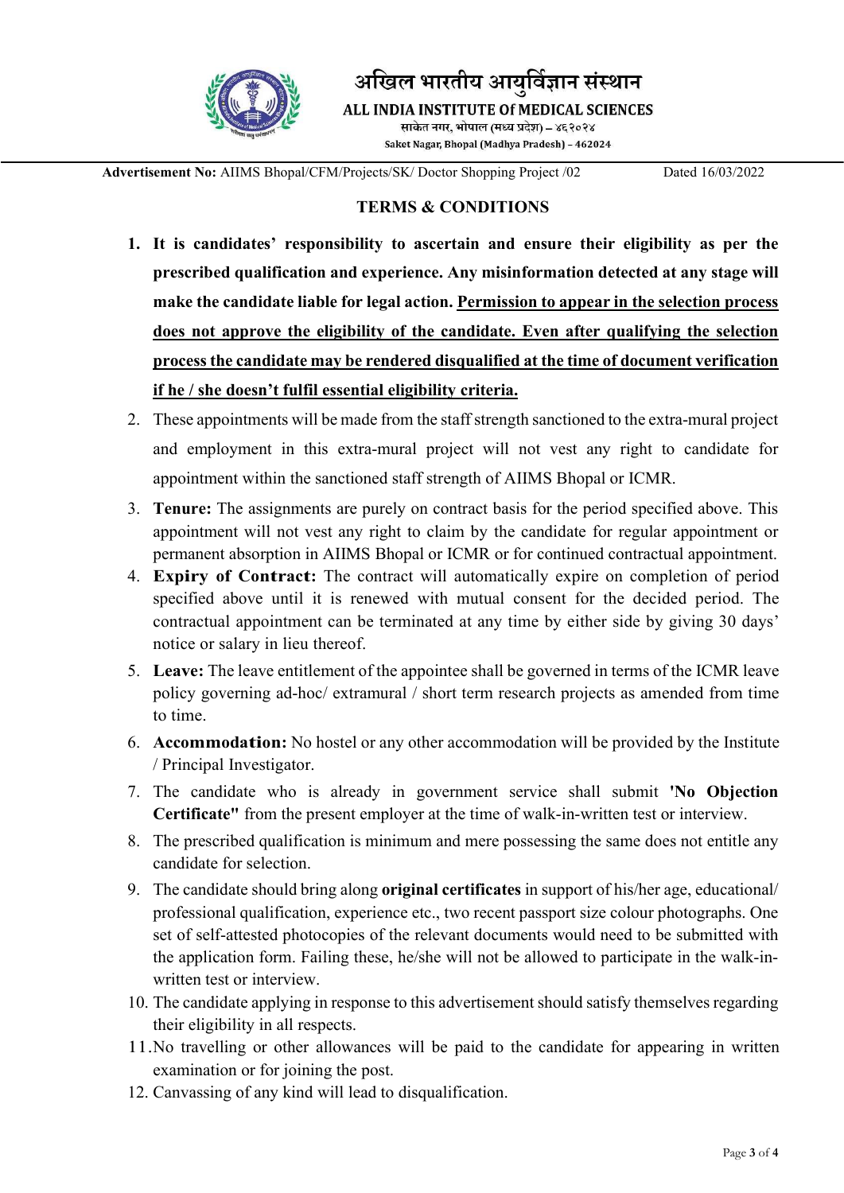अखिल भारतीय आयुर्विज्ञान संस्थान

**ALL INDIA INSTITUTE Of MEDICAL SCIENCES**

साकेत नगर, भोपाल (मध्य प्रदेश) – ४६२०२४

Saket Nagar, Bhopal (Madhya Pradesh) - 462024

**Advertisement No:** AIIMS Bhopal/CFM/Projects/SK/ Doctor Shopping Project /02 Dated 16/03/2022

## TERMS & CONDITIONS

1. **It is candidates' responsibility to ascertain and ensure their eligibility as per the prescribed qualification and experience. Any misinformation detected at any stage will make the candidate liable for legal action. <u>Permission to appear in the selection process does not approve the eligibility of the candidate. Even after qualifying the selection process the candidate may be rendered disqualified at the time of document verification if he / she doesn't fulfil essential eligibility criteria.</u>**
2. These appointments will be made from the staff strength sanctioned to the extra-mural project and employment in this extra-mural project will not vest any right to candidate for appointment within the sanctioned staff strength of AIIMS Bhopal or ICMR.
3. **Tenure:** The assignments are purely on contract basis for the period specified above. This appointment will not vest any right to claim by the candidate for regular appointment or permanent absorption in AIIMS Bhopal or ICMR or for continued contractual appointment.
4. **Expiry of Contract:** The contract will automatically expire on completion of period specified above until it is renewed with mutual consent for the decided period. The contractual appointment can be terminated at any time by either side by giving 30 days' notice or salary in lieu thereof.
5. **Leave:** The leave entitlement of the appointee shall be governed in terms of the ICMR leave policy governing ad-hoc/ extramural / short term research projects as amended from time to time.
6. **Accommodation:** No hostel or any other accommodation will be provided by the Institute / Principal Investigator.
7. The candidate who is already in government service shall submit **'No Objection Certificate"** from the present employer at the time of walk-in-written test or interview.
8. The prescribed qualification is minimum and mere possessing the same does not entitle any candidate for selection.
9. The candidate should bring along **original certificates** in support of his/her age, educational/ professional qualification, experience etc., two recent passport size colour photographs. One set of self-attested photocopies of the relevant documents would need to be submitted with the application form. Failing these, he/she will not be allowed to participate in the walk-in-written test or interview.
10. The candidate applying in response to this advertisement should satisfy themselves regarding their eligibility in all respects.
11. No travelling or other allowances will be paid to the candidate for appearing in written examination or for joining the post.
12. Canvassing of any kind will lead to disqualification.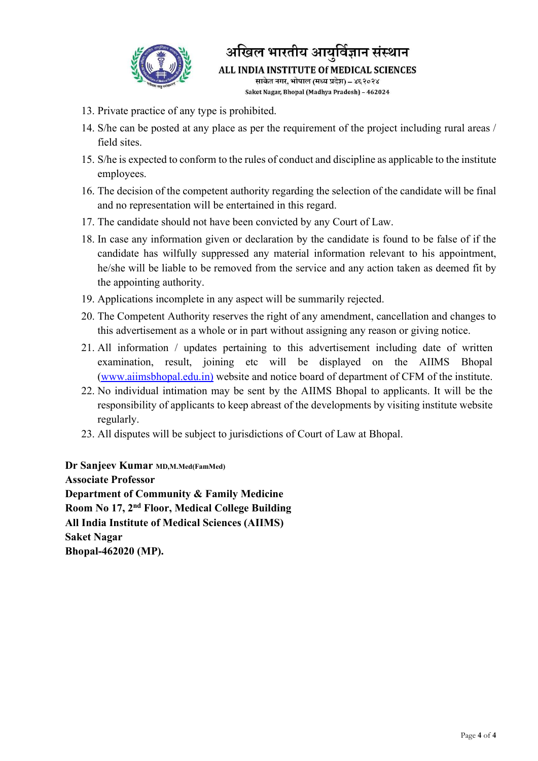13. Private practice of any type is prohibited.
14. S/he can be posted at any place as per the requirement of the project including rural areas / field sites.
15. S/he is expected to conform to the rules of conduct and discipline as applicable to the institute employees.
16. The decision of the competent authority regarding the selection of the candidate will be final and no representation will be entertained in this regard.
17. The candidate should not have been convicted by any Court of Law.
18. In case any information given or declaration by the candidate is found to be false of if the candidate has wilfully suppressed any material information relevant to his appointment, he/she will be liable to be removed from the service and any action taken as deemed fit by the appointing authority.
19. Applications incomplete in any aspect will be summarily rejected.
20. The Competent Authority reserves the right of any amendment, cancellation and changes to this advertisement as a whole or in part without assigning any reason or giving notice.
21. All information / updates pertaining to this advertisement including date of written examination, result, joining etc will be displayed on the AIIMS Bhopal (www.aiimsbhopal.edu.in) website and notice board of department of CFM of the institute.
22. No individual intimation may be sent by the AIIMS Bhopal to applicants. It will be the responsibility of applicants to keep abreast of the developments by visiting institute website regularly.
23. All disputes will be subject to jurisdictions of Court of Law at Bhopal.

**Dr Sanjeev Kumar** **MD,M.Med(FamMed)**
**Associate Professor**
**Department of Community & Family Medicine**
**Room No 17, 2nd Floor, Medical College Building**
**All India Institute of Medical Sciences (AIIMS)**
**Saket Nagar**
**Bhopal-462020 (MP).**